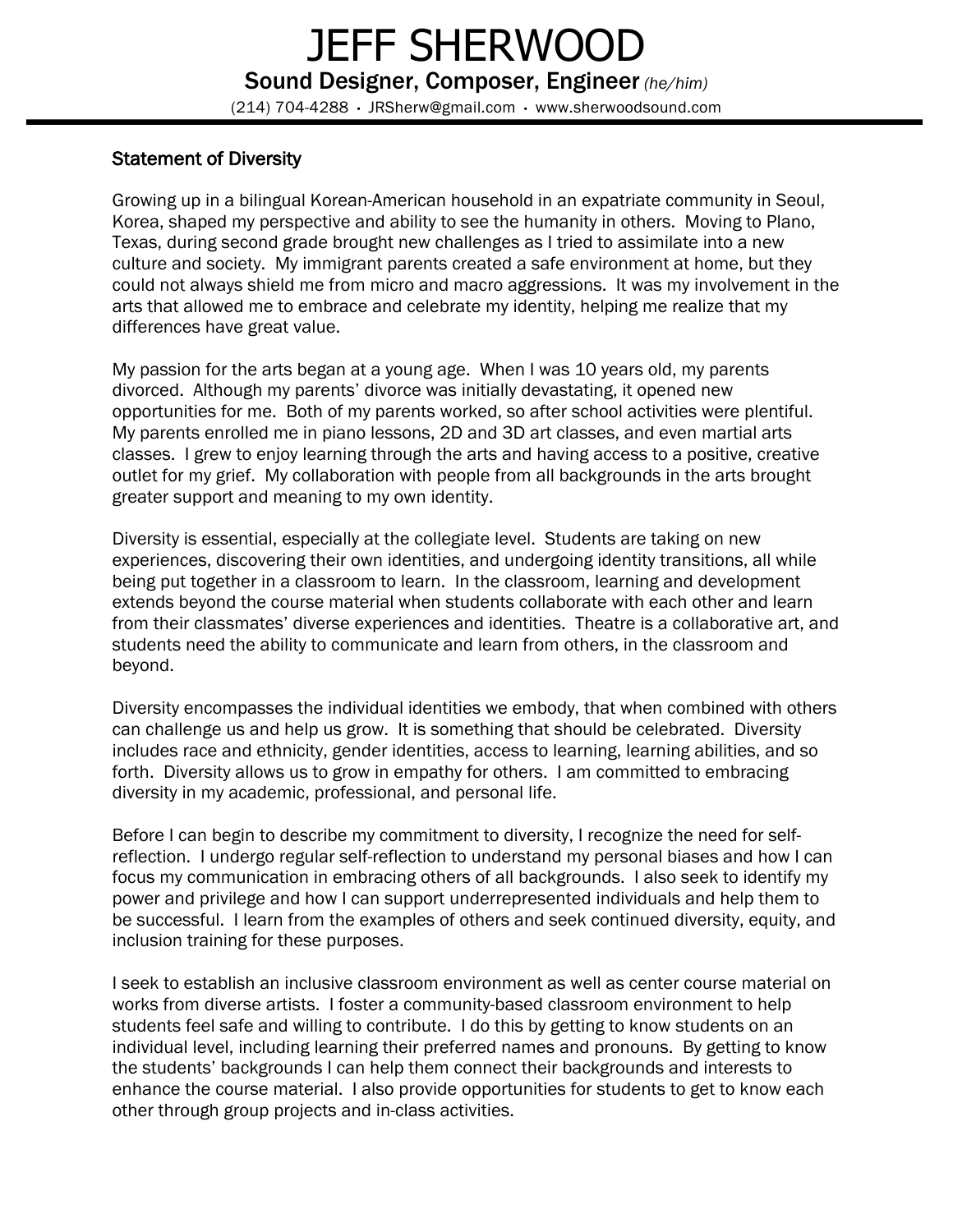# JEFF SHERWOOD

**Sound Designer, Composer, Engineer** *(he/him)*

(214) 704-4288 · JRSherw@gmail.com · www.sherwoodsound.com

## Statement of Diversity

Growing up in a bilingual Korean-American household in an expatriate community in Seoul, Korea, shaped my perspective and ability to see the humanity in others. Moving to Plano, Texas, during second grade brought new challenges as I tried to assimilate into a new culture and society. My immigrant parents created a safe environment at home, but they could not always shield me from micro and macro aggressions. It was my involvement in the arts that allowed me to embrace and celebrate my identity, helping me realize that my differences have great value.

My passion for the arts began at a young age. When I was 10 years old, my parents divorced. Although my parents' divorce was initially devastating, it opened new opportunities for me. Both of my parents worked, so after school activities were plentiful. My parents enrolled me in piano lessons, 2D and 3D art classes, and even martial arts classes. I grew to enjoy learning through the arts and having access to a positive, creative outlet for my grief. My collaboration with people from all backgrounds in the arts brought greater support and meaning to my own identity.

Diversity is essential, especially at the collegiate level. Students are taking on new experiences, discovering their own identities, and undergoing identity transitions, all while being put together in a classroom to learn. In the classroom, learning and development extends beyond the course material when students collaborate with each other and learn from their classmates' diverse experiences and identities. Theatre is a collaborative art, and students need the ability to communicate and learn from others, in the classroom and beyond.

Diversity encompasses the individual identities we embody, that when combined with others can challenge us and help us grow. It is something that should be celebrated. Diversity includes race and ethnicity, gender identities, access to learning, learning abilities, and so forth. Diversity allows us to grow in empathy for others. I am committed to embracing diversity in my academic, professional, and personal life.

Before I can begin to describe my commitment to diversity, I recognize the need for self-reflection. I undergo regular self-reflection to understand my personal biases and how I can focus my communication in embracing others of all backgrounds. I also seek to identify my power and privilege and how I can support underrepresented individuals and help them to be successful. I learn from the examples of others and seek continued diversity, equity, and inclusion training for these purposes.

I seek to establish an inclusive classroom environment as well as center course material on works from diverse artists. I foster a community-based classroom environment to help students feel safe and willing to contribute. I do this by getting to know students on an individual level, including learning their preferred names and pronouns. By getting to know the students' backgrounds I can help them connect their backgrounds and interests to enhance the course material. I also provide opportunities for students to get to know each other through group projects and in-class activities.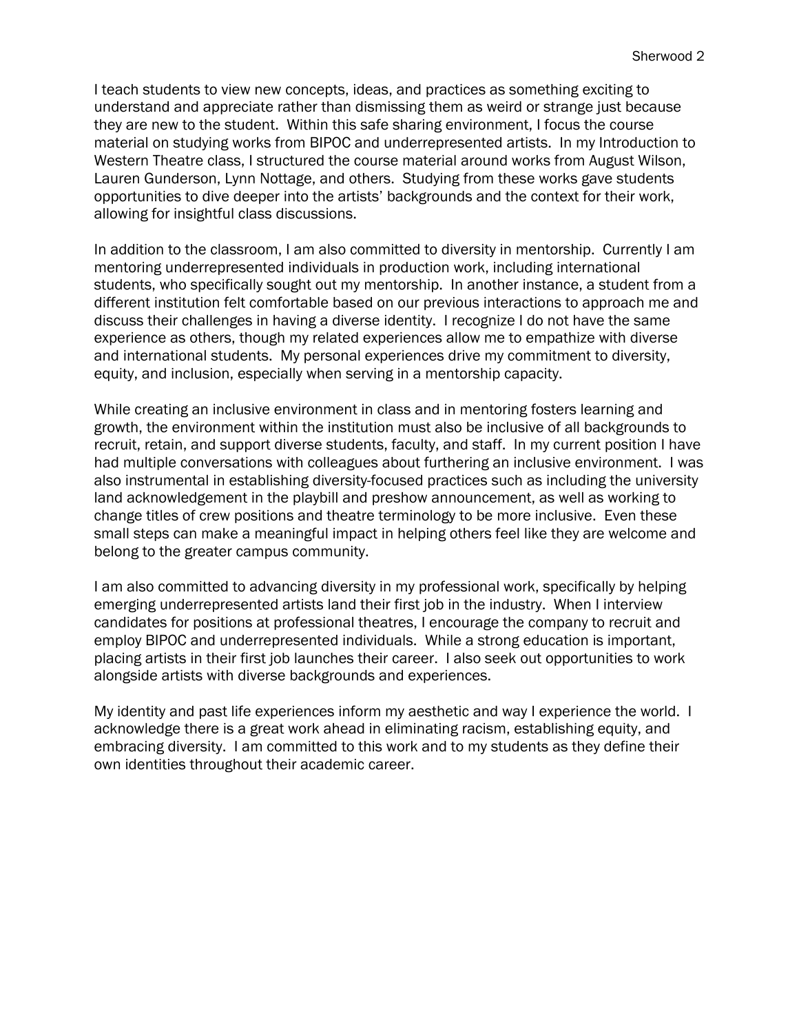I teach students to view new concepts, ideas, and practices as something exciting to understand and appreciate rather than dismissing them as weird or strange just because they are new to the student. Within this safe sharing environment, I focus the course material on studying works from BIPOC and underrepresented artists. In my Introduction to Western Theatre class, I structured the course material around works from August Wilson, Lauren Gunderson, Lynn Nottage, and others. Studying from these works gave students opportunities to dive deeper into the artists' backgrounds and the context for their work, allowing for insightful class discussions.

In addition to the classroom, I am also committed to diversity in mentorship. Currently I am mentoring underrepresented individuals in production work, including international students, who specifically sought out my mentorship. In another instance, a student from a different institution felt comfortable based on our previous interactions to approach me and discuss their challenges in having a diverse identity. I recognize I do not have the same experience as others, though my related experiences allow me to empathize with diverse and international students. My personal experiences drive my commitment to diversity, equity, and inclusion, especially when serving in a mentorship capacity.

While creating an inclusive environment in class and in mentoring fosters learning and growth, the environment within the institution must also be inclusive of all backgrounds to recruit, retain, and support diverse students, faculty, and staff. In my current position I have had multiple conversations with colleagues about furthering an inclusive environment. I was also instrumental in establishing diversity-focused practices such as including the university land acknowledgement in the playbill and preshow announcement, as well as working to change titles of crew positions and theatre terminology to be more inclusive. Even these small steps can make a meaningful impact in helping others feel like they are welcome and belong to the greater campus community.

I am also committed to advancing diversity in my professional work, specifically by helping emerging underrepresented artists land their first job in the industry. When I interview candidates for positions at professional theatres, I encourage the company to recruit and employ BIPOC and underrepresented individuals. While a strong education is important, placing artists in their first job launches their career. I also seek out opportunities to work alongside artists with diverse backgrounds and experiences.

My identity and past life experiences inform my aesthetic and way I experience the world. I acknowledge there is a great work ahead in eliminating racism, establishing equity, and embracing diversity. I am committed to this work and to my students as they define their own identities throughout their academic career.